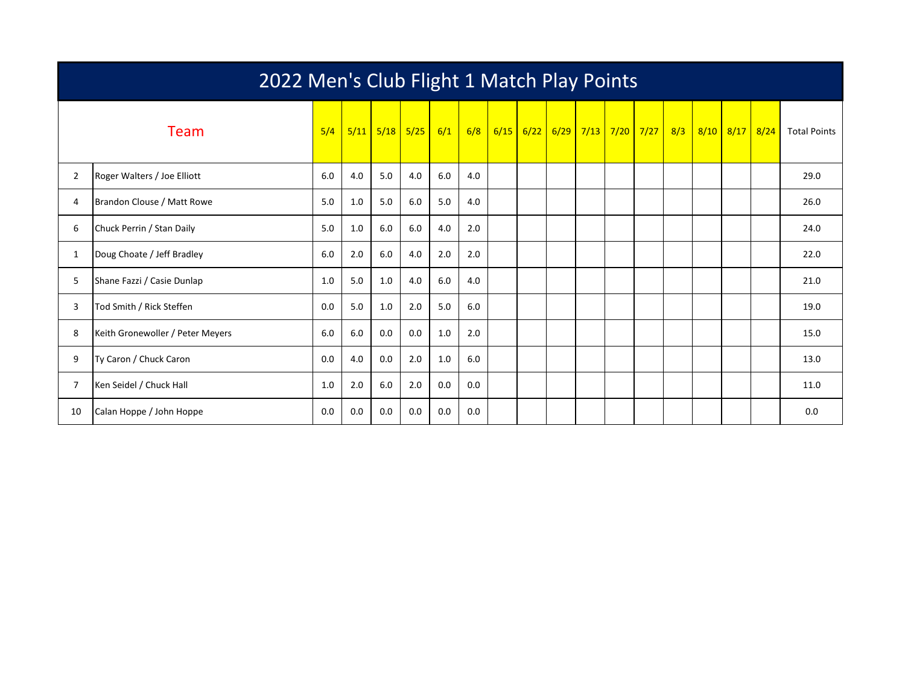# 2022 Men's Club Flight 1 Match Play Points

| | Team | 5/4 | 5/11 | 5/18 | 5/25 | 6/1 | 6/8 | 6/15 | 6/22 | 6/29 | 7/13 | 7/20 | 7/27 | 8/3 | 8/10 | 8/17 | 8/24 | Total Points |
|---|---|---|---|---|---|---|---|---|---|---|---|---|---|---|---|---|---|---|
| 2 | Roger Walters / Joe Elliott | 6.0 | 4.0 | 5.0 | 4.0 | 6.0 | 4.0 | | | | | | | | | | | 29.0 |
| 4 | Brandon Clouse / Matt Rowe | 5.0 | 1.0 | 5.0 | 6.0 | 5.0 | 4.0 | | | | | | | | | | | 26.0 |
| 6 | Chuck Perrin / Stan Daily | 5.0 | 1.0 | 6.0 | 6.0 | 4.0 | 2.0 | | | | | | | | | | | 24.0 |
| 1 | Doug Choate / Jeff Bradley | 6.0 | 2.0 | 6.0 | 4.0 | 2.0 | 2.0 | | | | | | | | | | | 22.0 |
| 5 | Shane Fazzi / Casie Dunlap | 1.0 | 5.0 | 1.0 | 4.0 | 6.0 | 4.0 | | | | | | | | | | | 21.0 |
| 3 | Tod Smith / Rick Steffen | 0.0 | 5.0 | 1.0 | 2.0 | 5.0 | 6.0 | | | | | | | | | | | 19.0 |
| 8 | Keith Gronewoller / Peter Meyers | 6.0 | 6.0 | 0.0 | 0.0 | 1.0 | 2.0 | | | | | | | | | | | 15.0 |
| 9 | Ty Caron / Chuck Caron | 0.0 | 4.0 | 0.0 | 2.0 | 1.0 | 6.0 | | | | | | | | | | | 13.0 |
| 7 | Ken Seidel / Chuck Hall | 1.0 | 2.0 | 6.0 | 2.0 | 0.0 | 0.0 | | | | | | | | | | | 11.0 |
| 10 | Calan Hoppe / John Hoppe | 0.0 | 0.0 | 0.0 | 0.0 | 0.0 | 0.0 | | | | | | | | | | | 0.0 |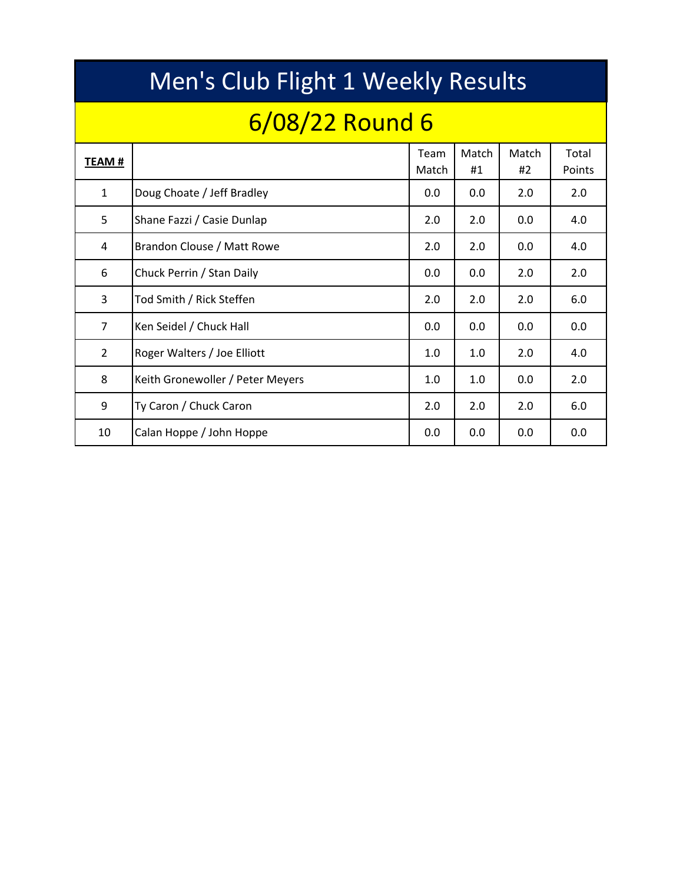# Men's Club Flight 1 Weekly Results

## 6/08/22 Round 6

| **TEAM #** | | Team Match | Match #1 | Match #2 | Total Points |
|---|---|---|---|---|---|
| 1 | Doug Choate / Jeff Bradley | 0.0 | 0.0 | 2.0 | 2.0 |
| 5 | Shane Fazzi / Casie Dunlap | 2.0 | 2.0 | 0.0 | 4.0 |
| 4 | Brandon Clouse / Matt Rowe | 2.0 | 2.0 | 0.0 | 4.0 |
| 6 | Chuck Perrin / Stan Daily | 0.0 | 0.0 | 2.0 | 2.0 |
| 3 | Tod Smith / Rick Steffen | 2.0 | 2.0 | 2.0 | 6.0 |
| 7 | Ken Seidel / Chuck Hall | 0.0 | 0.0 | 0.0 | 0.0 |
| 2 | Roger Walters / Joe Elliott | 1.0 | 1.0 | 2.0 | 4.0 |
| 8 | Keith Gronewoller / Peter Meyers | 1.0 | 1.0 | 0.0 | 2.0 |
| 9 | Ty Caron / Chuck Caron | 2.0 | 2.0 | 2.0 | 6.0 |
| 10 | Calan Hoppe / John Hoppe | 0.0 | 0.0 | 0.0 | 0.0 |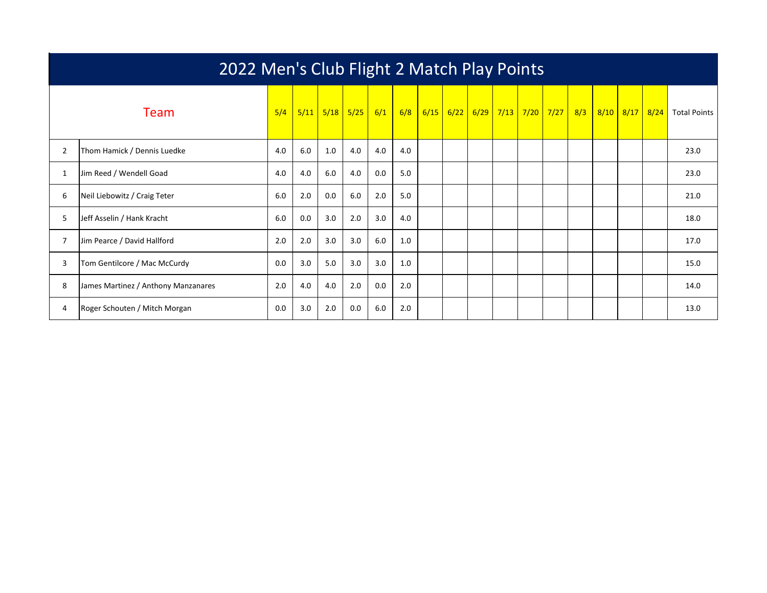# 2022 Men's Club Flight 2 Match Play Points

| | Team | 5/4 | 5/11 | 5/18 | 5/25 | 6/1 | 6/8 | 6/15 | 6/22 | 6/29 | 7/13 | 7/20 | 7/27 | 8/3 | 8/10 | 8/17 | 8/24 | Total Points |
|---|---|---|---|---|---|---|---|---|---|---|---|---|---|---|---|---|---|---|
| 2 | Thom Hamick / Dennis Luedke | 4.0 | 6.0 | 1.0 | 4.0 | 4.0 | 4.0 | | | | | | | | | | | 23.0 |
| 1 | Jim Reed / Wendell Goad | 4.0 | 4.0 | 6.0 | 4.0 | 0.0 | 5.0 | | | | | | | | | | | 23.0 |
| 6 | Neil Liebowitz / Craig Teter | 6.0 | 2.0 | 0.0 | 6.0 | 2.0 | 5.0 | | | | | | | | | | | 21.0 |
| 5 | Jeff Asselin / Hank Kracht | 6.0 | 0.0 | 3.0 | 2.0 | 3.0 | 4.0 | | | | | | | | | | | 18.0 |
| 7 | Jim Pearce / David Hallford | 2.0 | 2.0 | 3.0 | 3.0 | 6.0 | 1.0 | | | | | | | | | | | 17.0 |
| 3 | Tom Gentilcore / Mac McCurdy | 0.0 | 3.0 | 5.0 | 3.0 | 3.0 | 1.0 | | | | | | | | | | | 15.0 |
| 8 | James Martinez / Anthony Manzanares | 2.0 | 4.0 | 4.0 | 2.0 | 0.0 | 2.0 | | | | | | | | | | | 14.0 |
| 4 | Roger Schouten / Mitch Morgan | 0.0 | 3.0 | 2.0 | 0.0 | 6.0 | 2.0 | | | | | | | | | | | 13.0 |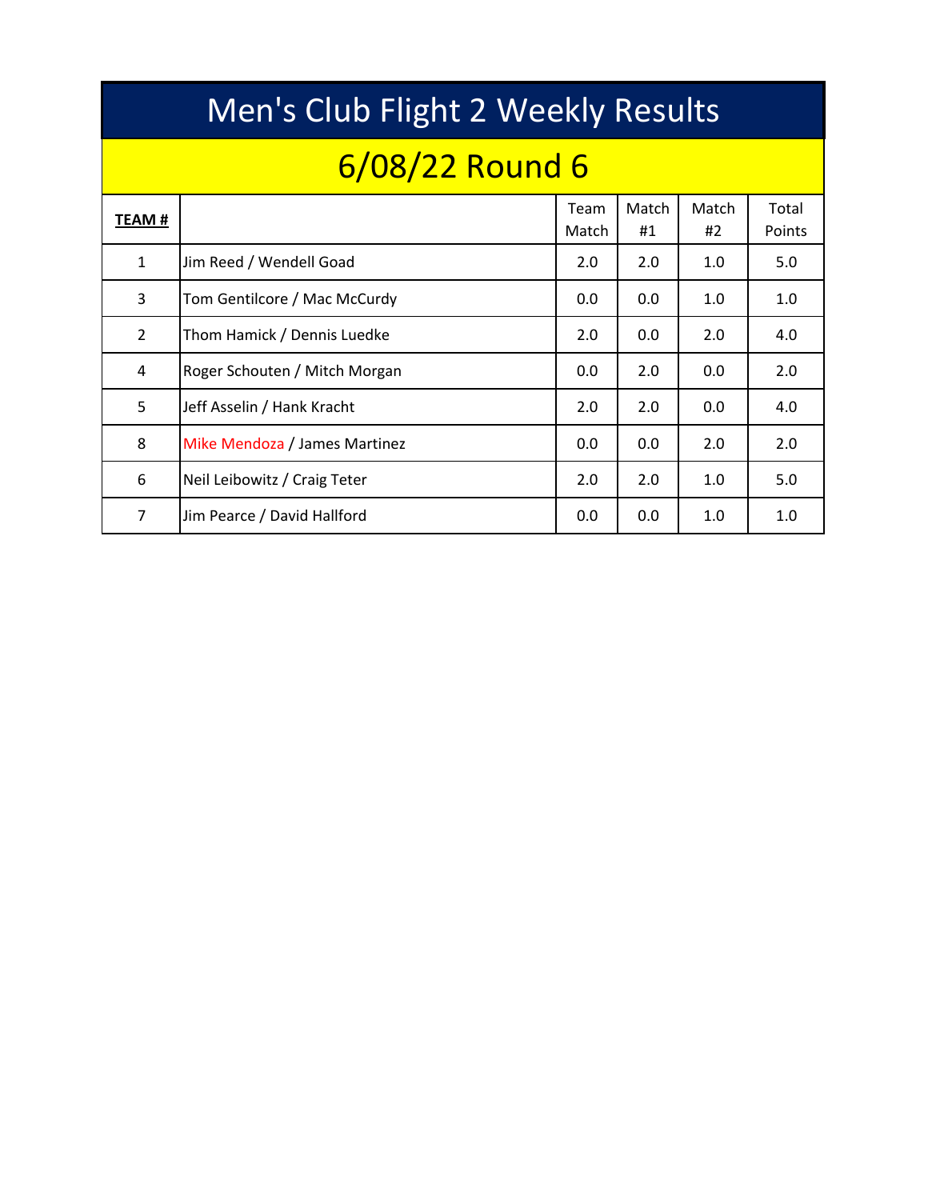# Men's Club Flight 2 Weekly Results

## 6/08/22 Round 6

| TEAM # | | Team Match | Match #1 | Match #2 | Total Points |
|---|---|---|---|---|---|
| 1 | Jim Reed / Wendell Goad | 2.0 | 2.0 | 1.0 | 5.0 |
| 3 | Tom Gentilcore / Mac McCurdy | 0.0 | 0.0 | 1.0 | 1.0 |
| 2 | Thom Hamick / Dennis Luedke | 2.0 | 0.0 | 2.0 | 4.0 |
| 4 | Roger Schouten / Mitch Morgan | 0.0 | 2.0 | 0.0 | 2.0 |
| 5 | Jeff Asselin / Hank Kracht | 2.0 | 2.0 | 0.0 | 4.0 |
| 8 | Mike Mendoza / James Martinez | 0.0 | 0.0 | 2.0 | 2.0 |
| 6 | Neil Leibowitz / Craig Teter | 2.0 | 2.0 | 1.0 | 5.0 |
| 7 | Jim Pearce / David Hallford | 0.0 | 0.0 | 1.0 | 1.0 |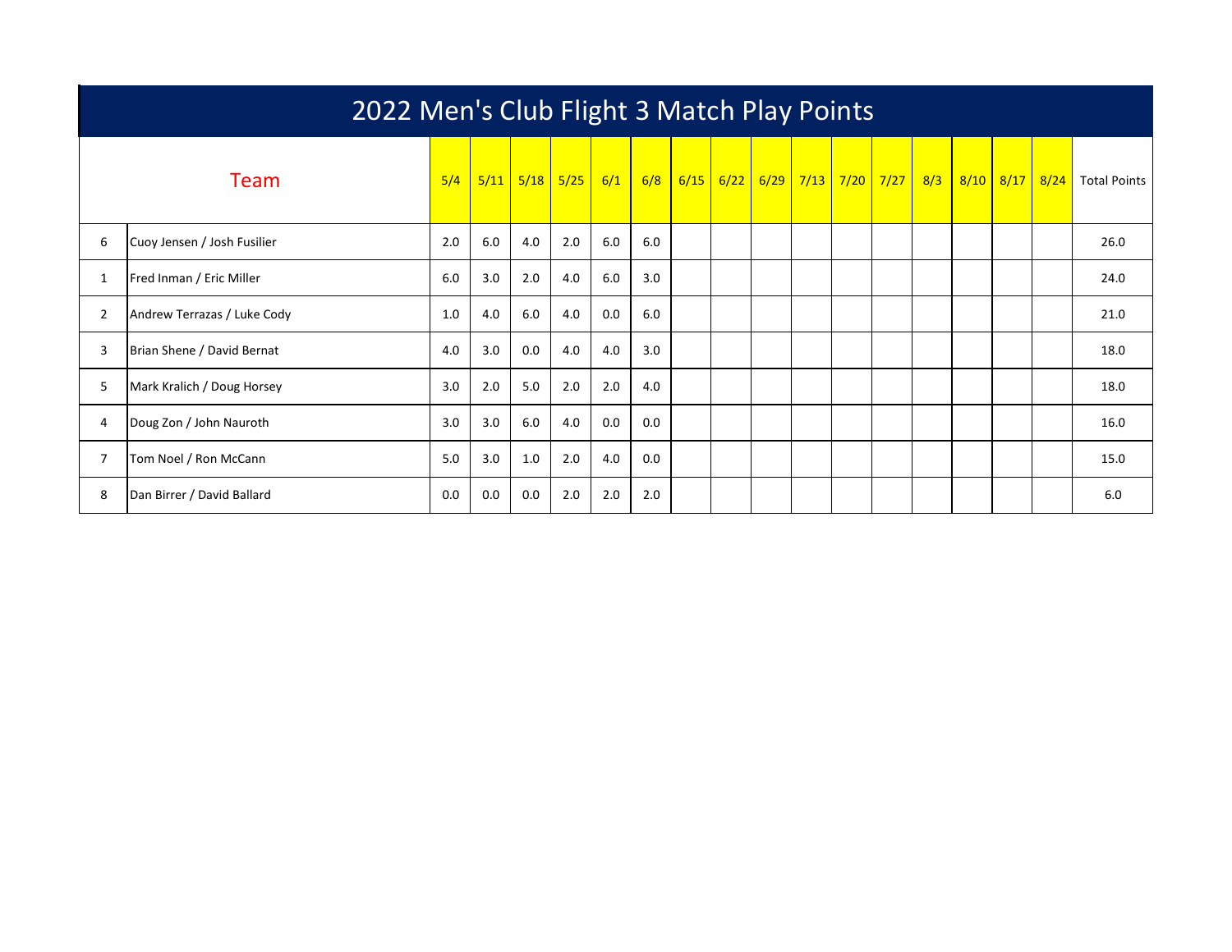# 2022 Men's Club Flight 3 Match Play Points

| | Team | 5/4 | 5/11 | 5/18 | 5/25 | 6/1 | 6/8 | 6/15 | 6/22 | 6/29 | 7/13 | 7/20 | 7/27 | 8/3 | 8/10 | 8/17 | 8/24 | Total Points |
|---|---|---|---|---|---|---|---|---|---|---|---|---|---|---|---|---|---|---|
| 6 | Cuoy Jensen / Josh Fusilier | 2.0 | 6.0 | 4.0 | 2.0 | 6.0 | 6.0 | | | | | | | | | | | 26.0 |
| 1 | Fred Inman / Eric Miller | 6.0 | 3.0 | 2.0 | 4.0 | 6.0 | 3.0 | | | | | | | | | | | 24.0 |
| 2 | Andrew Terrazas / Luke Cody | 1.0 | 4.0 | 6.0 | 4.0 | 0.0 | 6.0 | | | | | | | | | | | 21.0 |
| 3 | Brian Shene / David Bernat | 4.0 | 3.0 | 0.0 | 4.0 | 4.0 | 3.0 | | | | | | | | | | | 18.0 |
| 5 | Mark Kralich / Doug Horsey | 3.0 | 2.0 | 5.0 | 2.0 | 2.0 | 4.0 | | | | | | | | | | | 18.0 |
| 4 | Doug Zon / John Nauroth | 3.0 | 3.0 | 6.0 | 4.0 | 0.0 | 0.0 | | | | | | | | | | | 16.0 |
| 7 | Tom Noel / Ron McCann | 5.0 | 3.0 | 1.0 | 2.0 | 4.0 | 0.0 | | | | | | | | | | | 15.0 |
| 8 | Dan Birrer / David Ballard | 0.0 | 0.0 | 0.0 | 2.0 | 2.0 | 2.0 | | | | | | | | | | | 6.0 |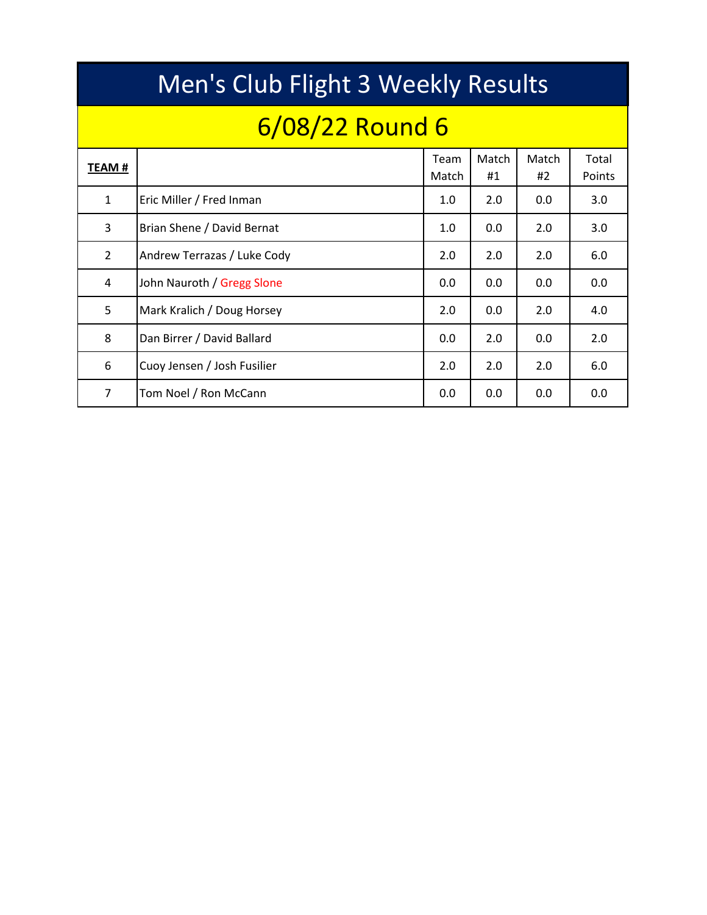# Men's Club Flight 3 Weekly Results

## 6/08/22 Round 6

| **TEAM #** | | Team Match | Match #1 | Match #2 | Total Points |
|---|---|---|---|---|---|
| 1 | Eric Miller / Fred Inman | 1.0 | 2.0 | 0.0 | 3.0 |
| 3 | Brian Shene / David Bernat | 1.0 | 0.0 | 2.0 | 3.0 |
| 2 | Andrew Terrazas / Luke Cody | 2.0 | 2.0 | 2.0 | 6.0 |
| 4 | John Nauroth / Gregg Slone | 0.0 | 0.0 | 0.0 | 0.0 |
| 5 | Mark Kralich / Doug Horsey | 2.0 | 0.0 | 2.0 | 4.0 |
| 8 | Dan Birrer / David Ballard | 0.0 | 2.0 | 0.0 | 2.0 |
| 6 | Cuoy Jensen / Josh Fusilier | 2.0 | 2.0 | 2.0 | 6.0 |
| 7 | Tom Noel / Ron McCann | 0.0 | 0.0 | 0.0 | 0.0 |